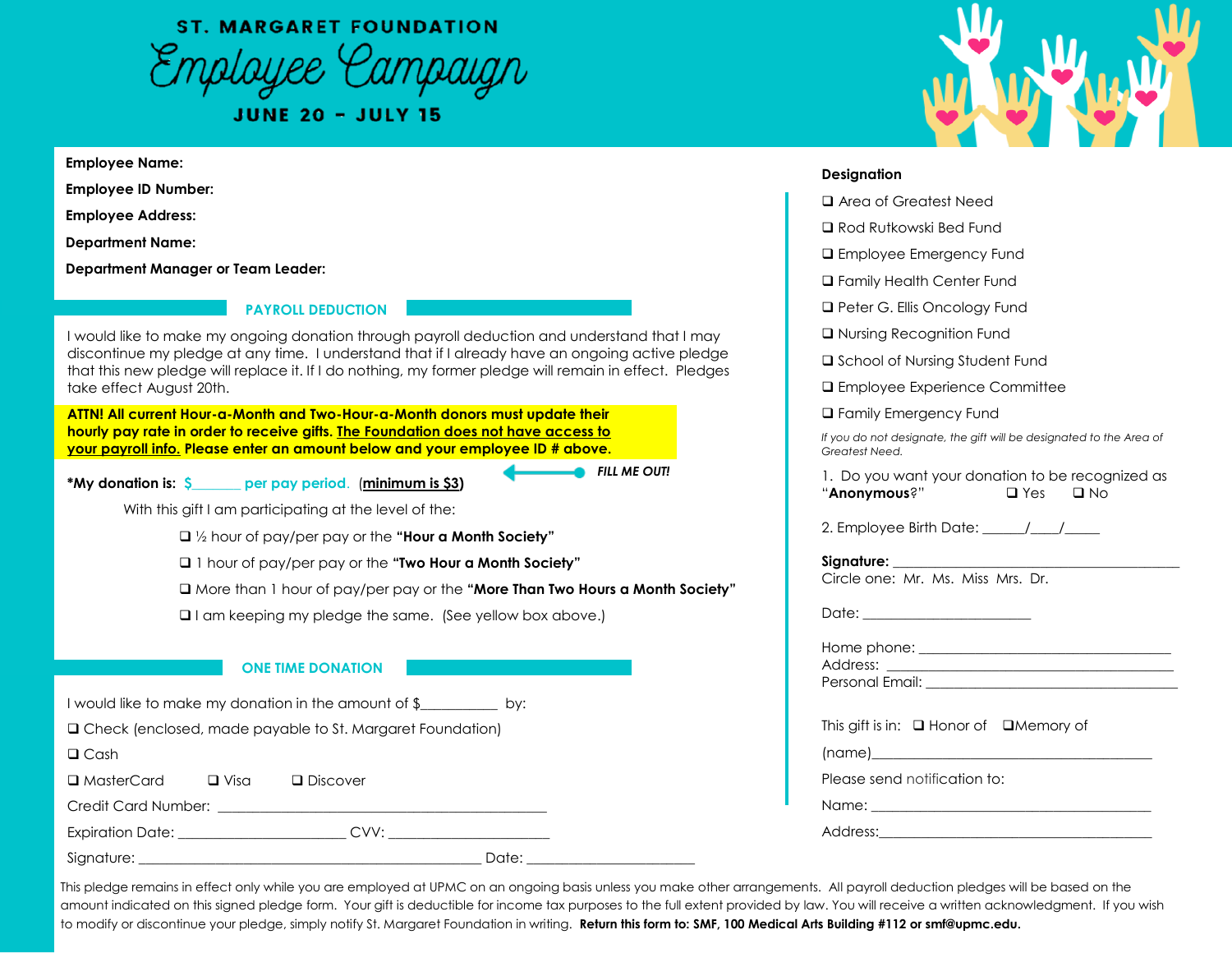# ST. MARGARET FOUNDATION

# Employee Campaign

**JUNE 20 - JULY 15**

**Employee Name:**

**Employee ID Number:**

**Employee Address:**

**Department Name:**

**Department Manager or Team Leader:**

## PAYROLL DEDUCTION

I would like to make my ongoing donation through payroll deduction and understand that I may discontinue my pledge at any time. I understand that if I already have an ongoing active pledge that this new pledge will replace it. If I do nothing, my former pledge will remain in effect. Pledges take effect August 20th.

**ATTN! All current Hour-a-Month and Two-Hour-a-Month donors must update their hourly pay rate in order to receive gifts. <u>The Foundation does not have access to your payroll info.</u> Please enter an amount below and your employee ID # above.**

***My donation is:** $_______ per pay period. (**<u>minimum is $3</u>**) ← ***FILL ME OUT!***

With this gift I am participating at the level of the:

- ❑ ½ hour of pay/per pay or the **"Hour a Month Society"**
- ❑ 1 hour of pay/per pay or the **"Two Hour a Month Society"**
- ❑ More than 1 hour of pay/per pay or the **"More Than Two Hours a Month Society"**
- ❑ I am keeping my pledge the same. (See yellow box above.)

## ONE TIME DONATION

I would like to make my donation in the amount of $__________ by:

❑ Check (enclosed, made payable to St. Margaret Foundation)

❑ Cash

❑ MasterCard ❑ Visa ❑ Discover

Credit Card Number: ________________________________________

Expiration Date: ____________________ CVV: ____________________

Signature: ____________________________________________ Date: ____________________

**Designation**

- ❑ Area of Greatest Need
- ❑ Rod Rutkowski Bed Fund
- ❑ Employee Emergency Fund
- ❑ Family Health Center Fund
- ❑ Peter G. Ellis Oncology Fund
- ❑ Nursing Recognition Fund
- ❑ School of Nursing Student Fund
- ❑ Employee Experience Committee
- ❑ Family Emergency Fund

*If you do not designate, the gift will be designated to the Area of Greatest Need.*

1. Do you want your donation to be recognized as "**Anonymous**?" ❑ Yes ❑ No

2. Employee Birth Date: _____/____/_____

**Signature:** ________________________________________
Circle one: Mr. Ms. Miss Mrs. Dr.

Date: ______________________

Home phone: ________________________________
Address: ________________________________
Personal Email: ________________________________

This gift is in: ❑ Honor of ❑ Memory of

(name)________________________________

Please send notification to:

Name: ________________________________

Address:________________________________

This pledge remains in effect only while you are employed at UPMC on an ongoing basis unless you make other arrangements. All payroll deduction pledges will be based on the amount indicated on this signed pledge form. Your gift is deductible for income tax purposes to the full extent provided by law. You will receive a written acknowledgment. If you wish to modify or discontinue your pledge, simply notify St. Margaret Foundation in writing. **Return this form to: SMF, 100 Medical Arts Building #112 or smf@upmc.edu.**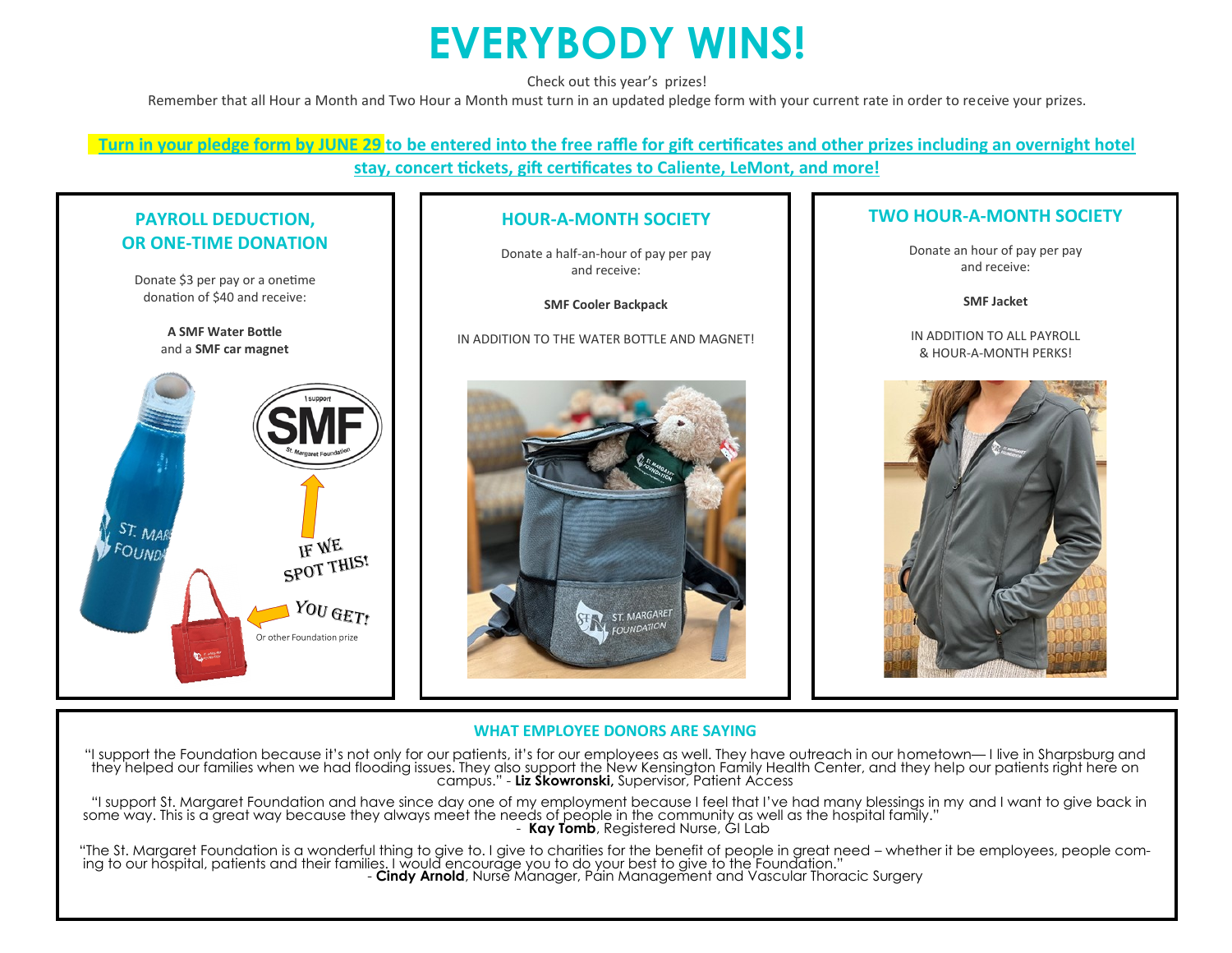# EVERYBODY WINS!

Check out this year's prizes!

Remember that all Hour a Month and Two Hour a Month must turn in an updated pledge form with your current rate in order to receive your prizes.

**Turn in your pledge form by JUNE 29 to be entered into the free raffle for gift certificates and other prizes including an overnight hotel stay, concert tickets, gift certificates to Caliente, LeMont, and more!**

## PAYROLL DEDUCTION, OR ONE-TIME DONATION

Donate $3 per pay or a onetime donation of $40 and receive:

**A SMF Water Bottle** and a **SMF car magnet**

I support SMF St. Margaret Foundation

IF WE SPOT THIS! YOU GET!

Or other Foundation prize

## HOUR-A-MONTH SOCIETY

Donate a half-an-hour of pay per pay and receive:

**SMF Cooler Backpack**

IN ADDITION TO THE WATER BOTTLE AND MAGNET!

## TWO HOUR-A-MONTH SOCIETY

Donate an hour of pay per pay and receive:

**SMF Jacket**

IN ADDITION TO ALL PAYROLL & HOUR-A-MONTH PERKS!

## WHAT EMPLOYEE DONORS ARE SAYING

"I support the Foundation because it's not only for our patients, it's for our employees as well. They have outreach in our hometown— I live in Sharpsburg and they helped our families when we had flooding issues. They also support the New Kensington Family Health Center, and they help our patients right here on campus." - **Liz Skowronski,** Supervisor, Patient Access

"I support St. Margaret Foundation and have since day one of my employment because I feel that I've had many blessings in my and I want to give back in some way. This is a great way because they always meet the needs of people in the community as well as the hospital family." - **Kay Tomb**, Registered Nurse, GI Lab

"The St. Margaret Foundation is a wonderful thing to give to. I give to charities for the benefit of people in great need – whether it be employees, people coming to our hospital, patients and their families. I would encourage you to do your best to give to the Foundation." - **Cindy Arnold**, Nurse Manager, Pain Management and Vascular Thoracic Surgery